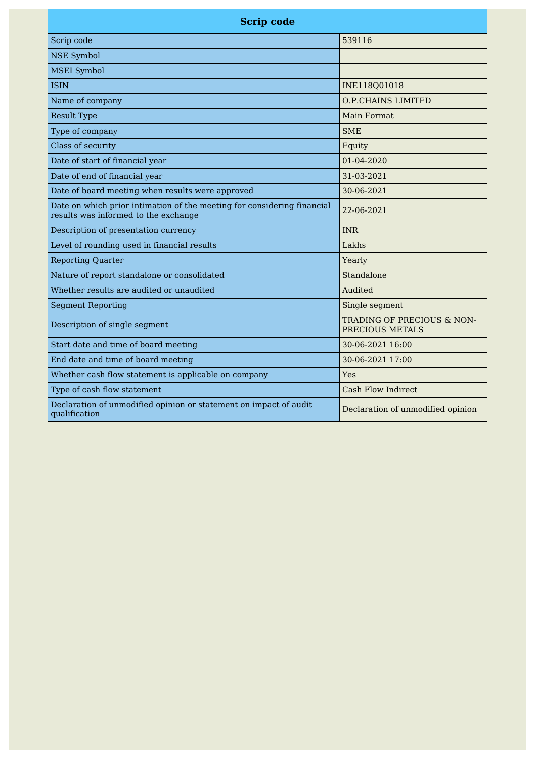| Scrip code | |
|---|---|
| Scrip code | 539116 |
| NSE Symbol | |
| MSEI Symbol | |
| ISIN | INE118Q01018 |
| Name of company | O.P.CHAINS LIMITED |
| Result Type | Main Format |
| Type of company | SME |
| Class of security | Equity |
| Date of start of financial year | 01-04-2020 |
| Date of end of financial year | 31-03-2021 |
| Date of board meeting when results were approved | 30-06-2021 |
| Date on which prior intimation of the meeting for considering financial results was informed to the exchange | 22-06-2021 |
| Description of presentation currency | INR |
| Level of rounding used in financial results | Lakhs |
| Reporting Quarter | Yearly |
| Nature of report standalone or consolidated | Standalone |
| Whether results are audited or unaudited | Audited |
| Segment Reporting | Single segment |
| Description of single segment | TRADING OF PRECIOUS & NON-PRECIOUS METALS |
| Start date and time of board meeting | 30-06-2021 16:00 |
| End date and time of board meeting | 30-06-2021 17:00 |
| Whether cash flow statement is applicable on company | Yes |
| Type of cash flow statement | Cash Flow Indirect |
| Declaration of unmodified opinion or statement on impact of audit qualification | Declaration of unmodified opinion |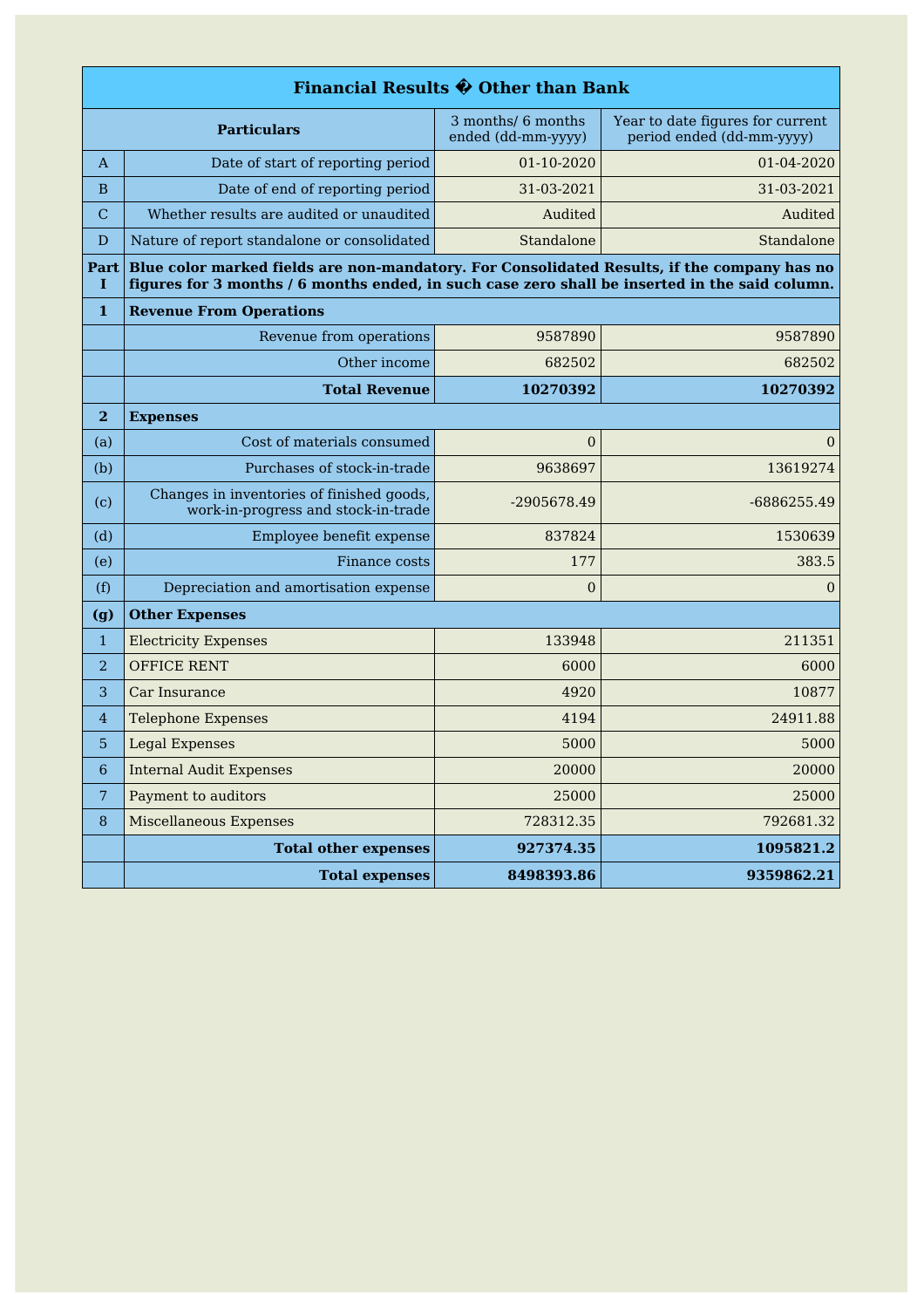| Financial Results � Other than Bank | | | |
|---|---|---|---|
| | **Particulars** | 3 months/ 6 months ended (dd-mm-yyyy) | Year to date figures for current period ended (dd-mm-yyyy) |
| A | Date of start of reporting period | 01-10-2020 | 01-04-2020 |
| B | Date of end of reporting period | 31-03-2021 | 31-03-2021 |
| C | Whether results are audited or unaudited | Audited | Audited |
| D | Nature of report standalone or consolidated | Standalone | Standalone |
| **Part I** | **Blue color marked fields are non-mandatory. For Consolidated Results, if the company has no figures for 3 months / 6 months ended, in such case zero shall be inserted in the said column.** | | |
| **1** | **Revenue From Operations** | | |
| | Revenue from operations | 9587890 | 9587890 |
| | Other income | 682502 | 682502 |
| | **Total Revenue** | **10270392** | **10270392** |
| **2** | **Expenses** | | |
| (a) | Cost of materials consumed | 0 | 0 |
| (b) | Purchases of stock-in-trade | 9638697 | 13619274 |
| (c) | Changes in inventories of finished goods, work-in-progress and stock-in-trade | -2905678.49 | -6886255.49 |
| (d) | Employee benefit expense | 837824 | 1530639 |
| (e) | Finance costs | 177 | 383.5 |
| (f) | Depreciation and amortisation expense | 0 | 0 |
| **(g)** | **Other Expenses** | | |
| 1 | Electricity Expenses | 133948 | 211351 |
| 2 | OFFICE RENT | 6000 | 6000 |
| 3 | Car Insurance | 4920 | 10877 |
| 4 | Telephone Expenses | 4194 | 24911.88 |
| 5 | Legal Expenses | 5000 | 5000 |
| 6 | Internal Audit Expenses | 20000 | 20000 |
| 7 | Payment to auditors | 25000 | 25000 |
| 8 | Miscellaneous Expenses | 728312.35 | 792681.32 |
| | **Total other expenses** | **927374.35** | **1095821.2** |
| | **Total expenses** | **8498393.86** | **9359862.21** |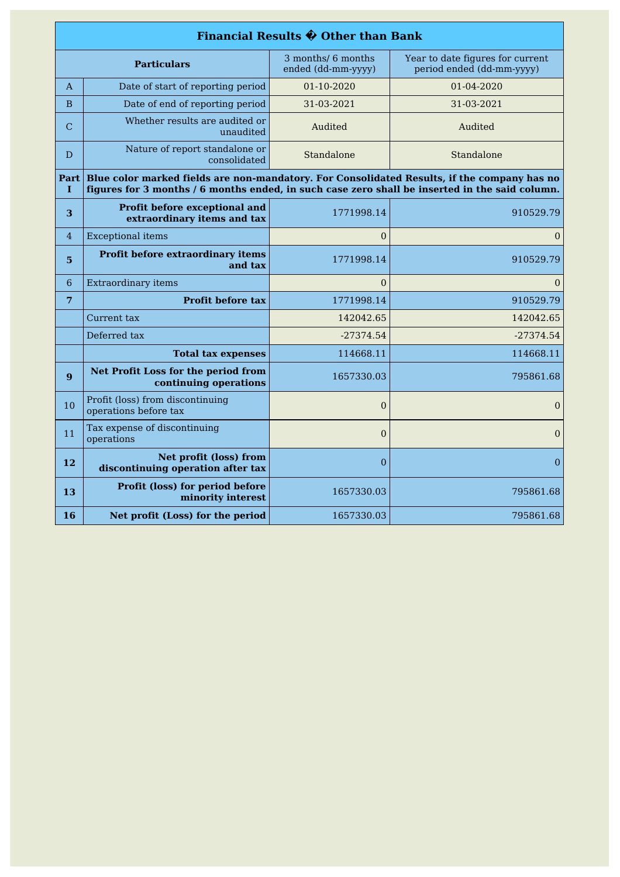| Financial Results � Other than Bank | | | |
|---|---|---|---|
| **Particulars** | | 3 months/ 6 months ended (dd-mm-yyyy) | Year to date figures for current period ended (dd-mm-yyyy) |
| A | Date of start of reporting period | 01-10-2020 | 01-04-2020 |
| B | Date of end of reporting period | 31-03-2021 | 31-03-2021 |
| C | Whether results are audited or unaudited | Audited | Audited |
| D | Nature of report standalone or consolidated | Standalone | Standalone |
| **Part I** | **Blue color marked fields are non-mandatory. For Consolidated Results, if the company has no figures for 3 months / 6 months ended, in such case zero shall be inserted in the said column.** | | |
| **3** | **Profit before exceptional and extraordinary items and tax** | 1771998.14 | 910529.79 |
| 4 | Exceptional items | 0 | 0 |
| **5** | **Profit before extraordinary items and tax** | 1771998.14 | 910529.79 |
| 6 | Extraordinary items | 0 | 0 |
| **7** | **Profit before tax** | 1771998.14 | 910529.79 |
| | Current tax | 142042.65 | 142042.65 |
| | Deferred tax | -27374.54 | -27374.54 |
| | **Total tax expenses** | 114668.11 | 114668.11 |
| **9** | **Net Profit Loss for the period from continuing operations** | 1657330.03 | 795861.68 |
| 10 | Profit (loss) from discontinuing operations before tax | 0 | 0 |
| 11 | Tax expense of discontinuing operations | 0 | 0 |
| **12** | **Net profit (loss) from discontinuing operation after tax** | 0 | 0 |
| **13** | **Profit (loss) for period before minority interest** | 1657330.03 | 795861.68 |
| **16** | **Net profit (Loss) for the period** | 1657330.03 | 795861.68 |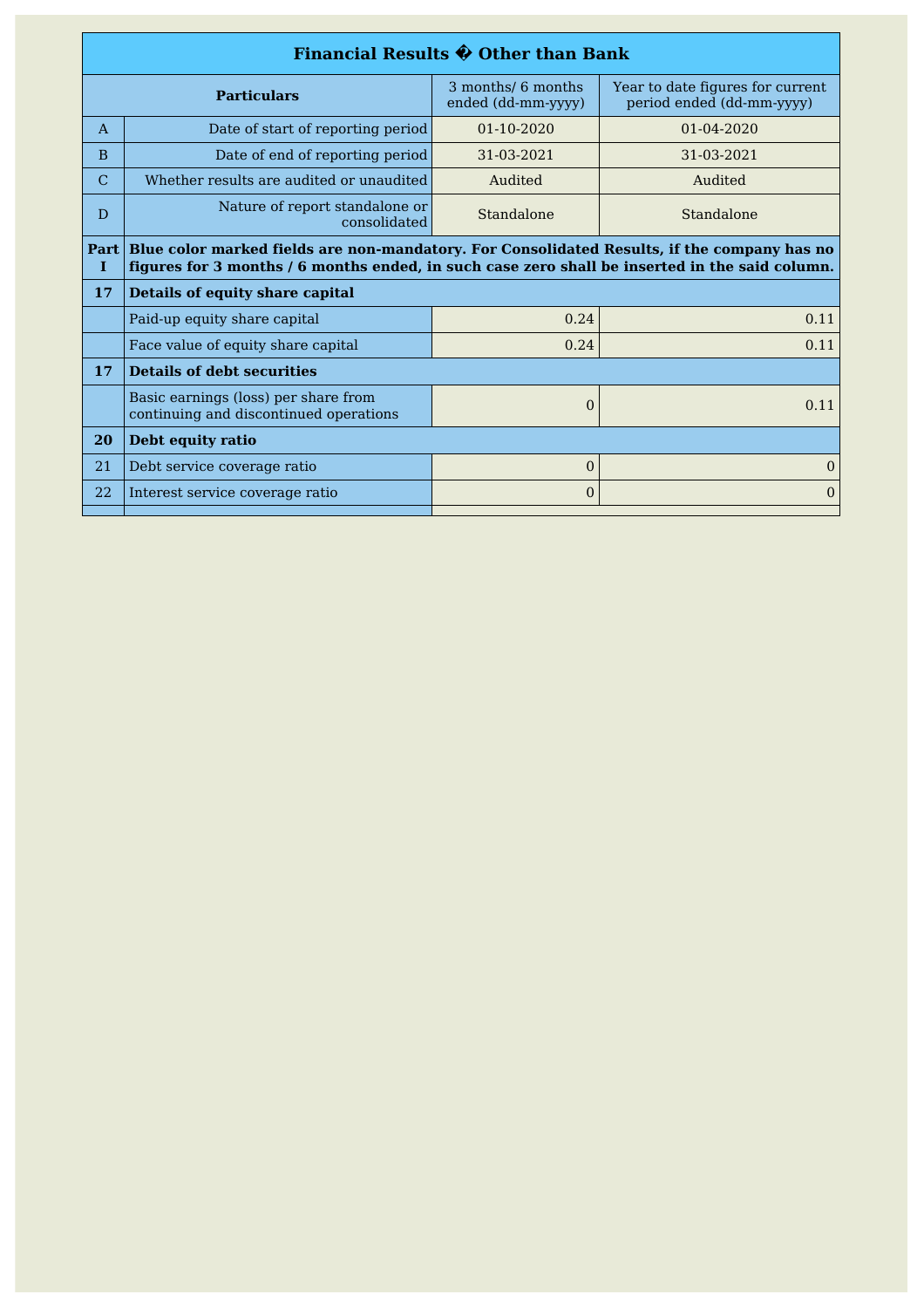| Financial Results � Other than Bank | | | |
|---|---|---|---|
| Particulars | | 3 months/ 6 months ended (dd-mm-yyyy) | Year to date figures for current period ended (dd-mm-yyyy) |
| A | Date of start of reporting period | 01-10-2020 | 01-04-2020 |
| B | Date of end of reporting period | 31-03-2021 | 31-03-2021 |
| C | Whether results are audited or unaudited | Audited | Audited |
| D | Nature of report standalone or consolidated | Standalone | Standalone |
| Part I | **Blue color marked fields are non-mandatory. For Consolidated Results, if the company has no figures for 3 months / 6 months ended, in such case zero shall be inserted in the said column.** | | |
| **17** | **Details of equity share capital** | | |
| | Paid-up equity share capital | 0.24 | 0.11 |
| | Face value of equity share capital | 0.24 | 0.11 |
| **17** | **Details of debt securities** | | |
| | Basic earnings (loss) per share from continuing and discontinued operations | 0 | 0.11 |
| **20** | **Debt equity ratio** | | |
| 21 | Debt service coverage ratio | 0 | 0 |
| 22 | Interest service coverage ratio | 0 | 0 |
| | | | |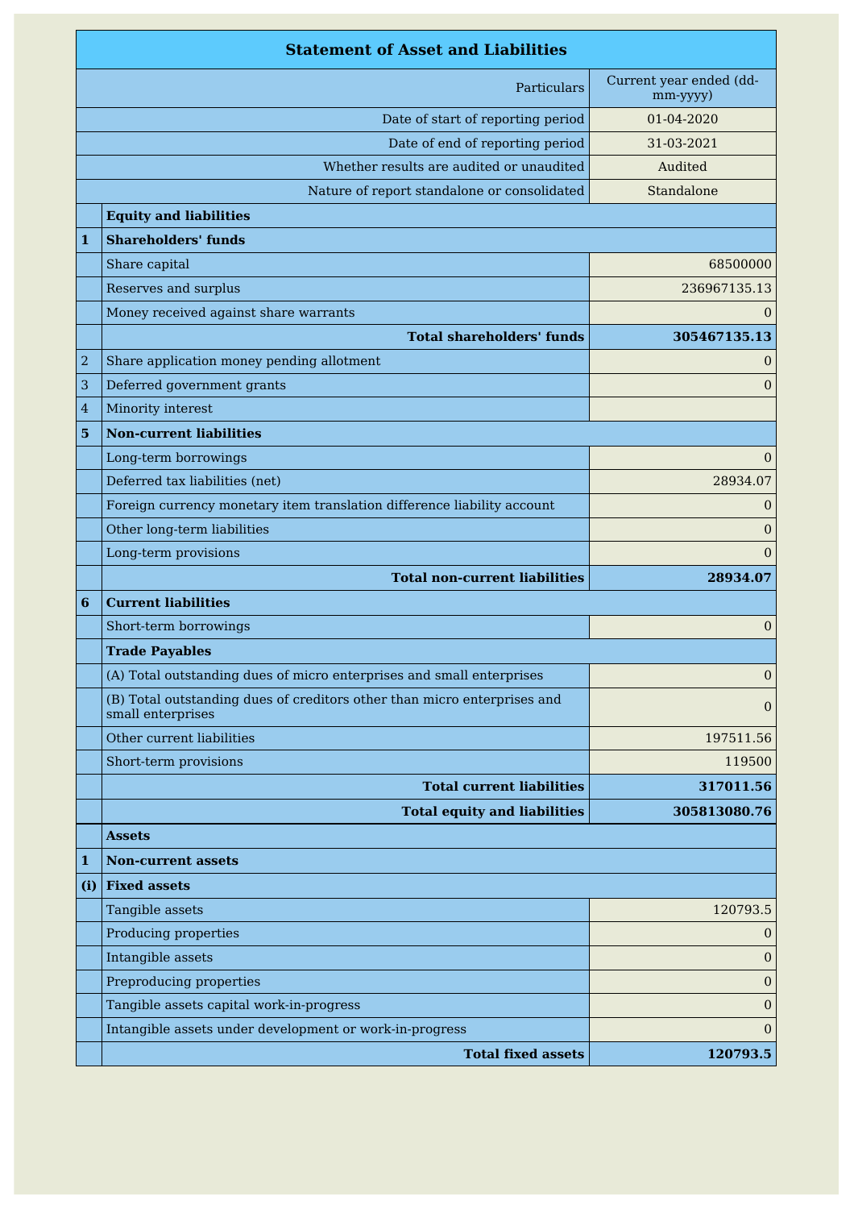## Statement of Asset and Liabilities

| | Particulars | Current year ended (dd-mm-yyyy) |
|---|---|---|
| | Date of start of reporting period | 01-04-2020 |
| | Date of end of reporting period | 31-03-2021 |
| | Whether results are audited or unaudited | Audited |
| | Nature of report standalone or consolidated | Standalone |
| | **Equity and liabilities** | |
| **1** | **Shareholders' funds** | |
| | Share capital | 68500000 |
| | Reserves and surplus | 236967135.13 |
| | Money received against share warrants | 0 |
| | **Total shareholders' funds** | **305467135.13** |
| 2 | Share application money pending allotment | 0 |
| 3 | Deferred government grants | 0 |
| 4 | Minority interest | |
| **5** | **Non-current liabilities** | |
| | Long-term borrowings | 0 |
| | Deferred tax liabilities (net) | 28934.07 |
| | Foreign currency monetary item translation difference liability account | 0 |
| | Other long-term liabilities | 0 |
| | Long-term provisions | 0 |
| | **Total non-current liabilities** | **28934.07** |
| **6** | **Current liabilities** | |
| | Short-term borrowings | 0 |
| | **Trade Payables** | |
| | (A) Total outstanding dues of micro enterprises and small enterprises | 0 |
| | (B) Total outstanding dues of creditors other than micro enterprises and small enterprises | 0 |
| | Other current liabilities | 197511.56 |
| | Short-term provisions | 119500 |
| | **Total current liabilities** | **317011.56** |
| | **Total equity and liabilities** | **305813080.76** |
| | **Assets** | |
| **1** | **Non-current assets** | |
| **(i)** | **Fixed assets** | |
| | Tangible assets | 120793.5 |
| | Producing properties | 0 |
| | Intangible assets | 0 |
| | Preproducing properties | 0 |
| | Tangible assets capital work-in-progress | 0 |
| | Intangible assets under development or work-in-progress | 0 |
| | **Total fixed assets** | **120793.5** |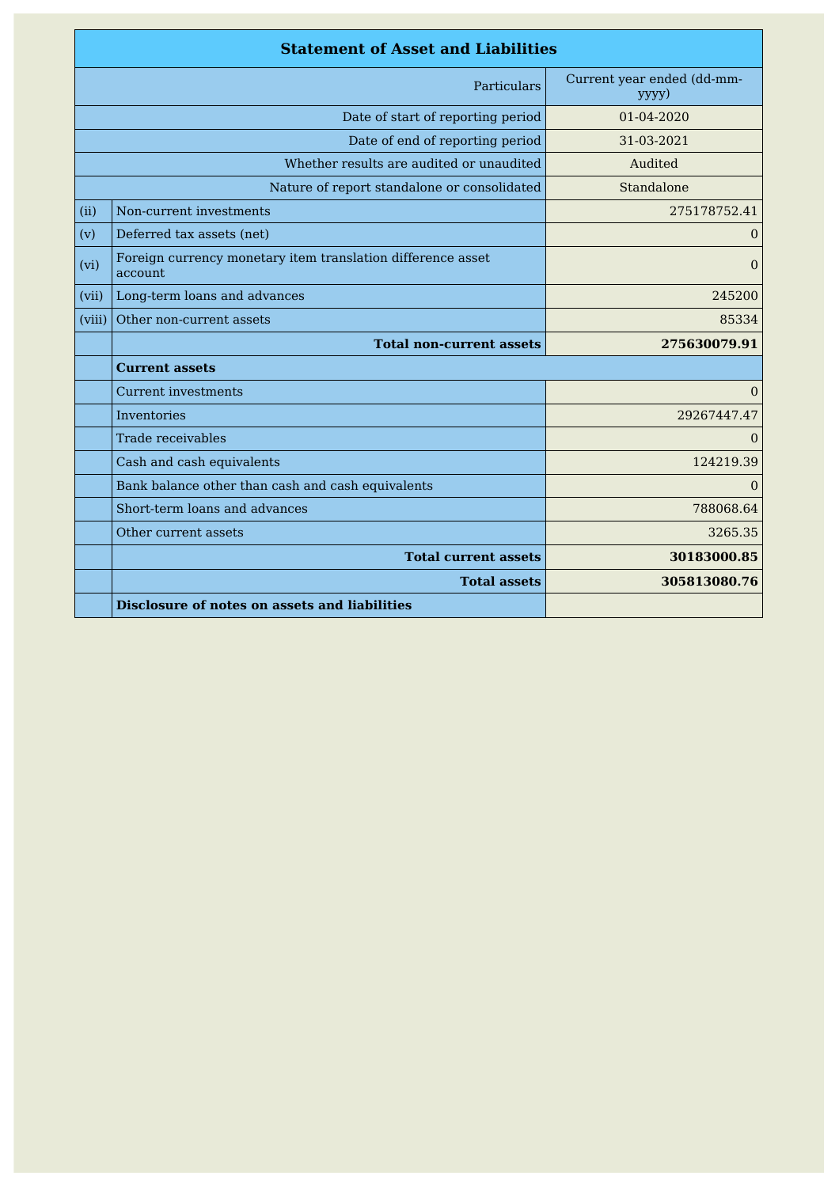| Statement of Asset and Liabilities | | |
|---|---|---|
| | Particulars | Current year ended (dd-mm-yyyy) |
| | Date of start of reporting period | 01-04-2020 |
| | Date of end of reporting period | 31-03-2021 |
| | Whether results are audited or unaudited | Audited |
| | Nature of report standalone or consolidated | Standalone |
| (ii) | Non-current investments | 275178752.41 |
| (v) | Deferred tax assets (net) | 0 |
| (vi) | Foreign currency monetary item translation difference asset account | 0 |
| (vii) | Long-term loans and advances | 245200 |
| (viii) | Other non-current assets | 85334 |
| | **Total non-current assets** | **275630079.91** |
| | **Current assets** | |
| | Current investments | 0 |
| | Inventories | 29267447.47 |
| | Trade receivables | 0 |
| | Cash and cash equivalents | 124219.39 |
| | Bank balance other than cash and cash equivalents | 0 |
| | Short-term loans and advances | 788068.64 |
| | Other current assets | 3265.35 |
| | **Total current assets** | **30183000.85** |
| | **Total assets** | **305813080.76** |
| | **Disclosure of notes on assets and liabilities** | |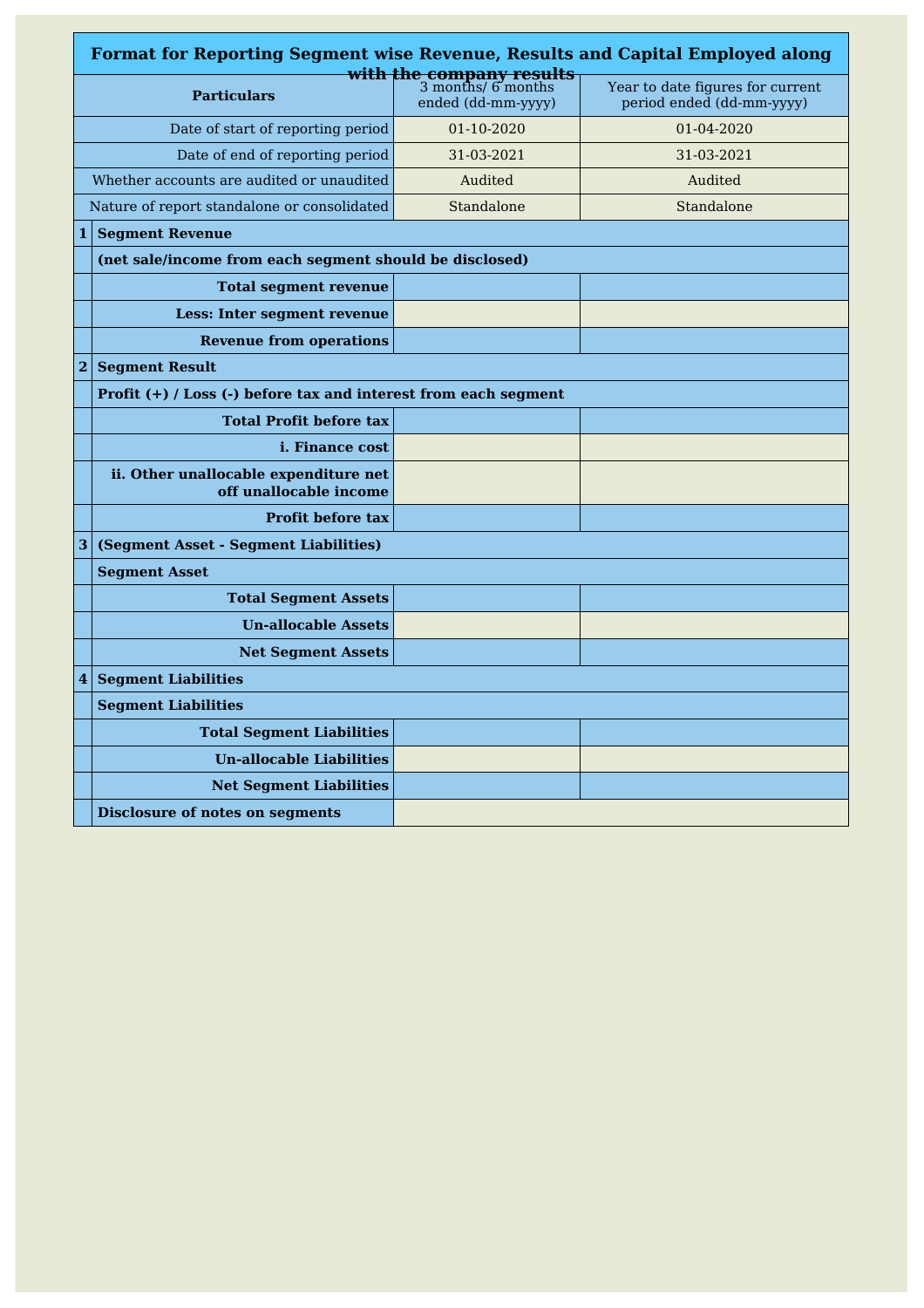# Format for Reporting Segment wise Revenue, Results and Capital Employed along with the company results

| | Particulars | 3 months/ 6 months ended (dd-mm-yyyy) | Year to date figures for current period ended (dd-mm-yyyy) |
|---|---|---|---|
| | Date of start of reporting period | 01-10-2020 | 01-04-2020 |
| | Date of end of reporting period | 31-03-2021 | 31-03-2021 |
| | Whether accounts are audited or unaudited | Audited | Audited |
| | Nature of report standalone or consolidated | Standalone | Standalone |
| **1** | **Segment Revenue** | | |
| | **(net sale/income from each segment should be disclosed)** | | |
| | **Total segment revenue** | | |
| | **Less: Inter segment revenue** | | |
| | **Revenue from operations** | | |
| **2** | **Segment Result** | | |
| | **Profit (+) / Loss (-) before tax and interest from each segment** | | |
| | **Total Profit before tax** | | |
| | **i. Finance cost** | | |
| | **ii. Other unallocable expenditure net off unallocable income** | | |
| | **Profit before tax** | | |
| **3** | **(Segment Asset - Segment Liabilities)** | | |
| | **Segment Asset** | | |
| | **Total Segment Assets** | | |
| | **Un-allocable Assets** | | |
| | **Net Segment Assets** | | |
| **4** | **Segment Liabilities** | | |
| | **Segment Liabilities** | | |
| | **Total Segment Liabilities** | | |
| | **Un-allocable Liabilities** | | |
| | **Net Segment Liabilities** | | |
| | **Disclosure of notes on segments** | | |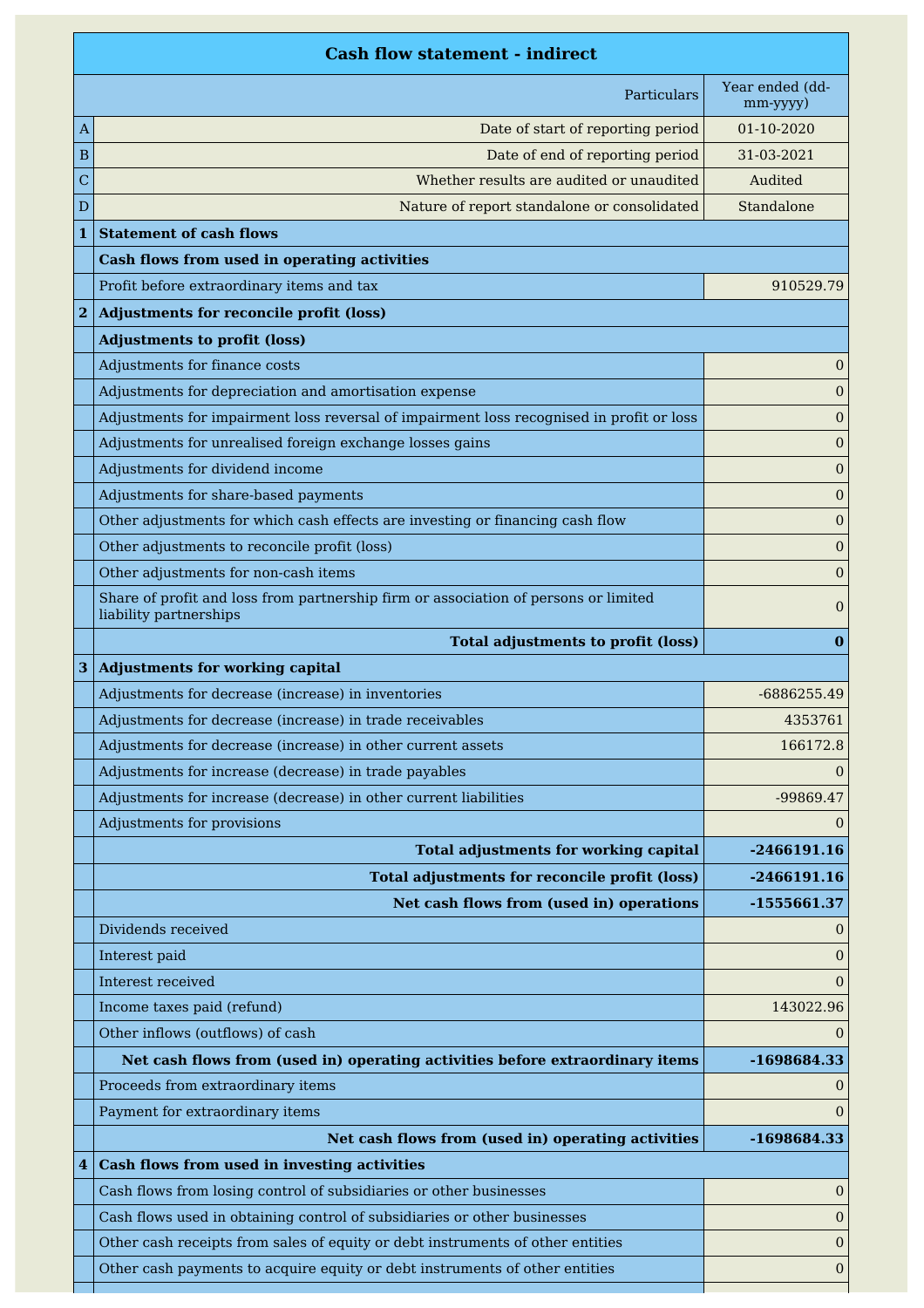| | Cash flow statement - indirect | |
|---|---|---|
| | Particulars | Year ended (dd-mm-yyyy) |
| A | Date of start of reporting period | 01-10-2020 |
| B | Date of end of reporting period | 31-03-2021 |
| C | Whether results are audited or unaudited | Audited |
| D | Nature of report standalone or consolidated | Standalone |
| **1** | **Statement of cash flows** | |
| | **Cash flows from used in operating activities** | |
| | Profit before extraordinary items and tax | 910529.79 |
| **2** | **Adjustments for reconcile profit (loss)** | |
| | **Adjustments to profit (loss)** | |
| | Adjustments for finance costs | 0 |
| | Adjustments for depreciation and amortisation expense | 0 |
| | Adjustments for impairment loss reversal of impairment loss recognised in profit or loss | 0 |
| | Adjustments for unrealised foreign exchange losses gains | 0 |
| | Adjustments for dividend income | 0 |
| | Adjustments for share-based payments | 0 |
| | Other adjustments for which cash effects are investing or financing cash flow | 0 |
| | Other adjustments to reconcile profit (loss) | 0 |
| | Other adjustments for non-cash items | 0 |
| | Share of profit and loss from partnership firm or association of persons or limited liability partnerships | 0 |
| | **Total adjustments to profit (loss)** | **0** |
| **3** | **Adjustments for working capital** | |
| | Adjustments for decrease (increase) in inventories | -6886255.49 |
| | Adjustments for decrease (increase) in trade receivables | 4353761 |
| | Adjustments for decrease (increase) in other current assets | 166172.8 |
| | Adjustments for increase (decrease) in trade payables | 0 |
| | Adjustments for increase (decrease) in other current liabilities | -99869.47 |
| | Adjustments for provisions | 0 |
| | **Total adjustments for working capital** | **-2466191.16** |
| | **Total adjustments for reconcile profit (loss)** | **-2466191.16** |
| | **Net cash flows from (used in) operations** | **-1555661.37** |
| | Dividends received | 0 |
| | Interest paid | 0 |
| | Interest received | 0 |
| | Income taxes paid (refund) | 143022.96 |
| | Other inflows (outflows) of cash | 0 |
| | **Net cash flows from (used in) operating activities before extraordinary items** | **-1698684.33** |
| | Proceeds from extraordinary items | 0 |
| | Payment for extraordinary items | 0 |
| | **Net cash flows from (used in) operating activities** | **-1698684.33** |
| **4** | **Cash flows from used in investing activities** | |
| | Cash flows from losing control of subsidiaries or other businesses | 0 |
| | Cash flows used in obtaining control of subsidiaries or other businesses | 0 |
| | Other cash receipts from sales of equity or debt instruments of other entities | 0 |
| | Other cash payments to acquire equity or debt instruments of other entities | 0 |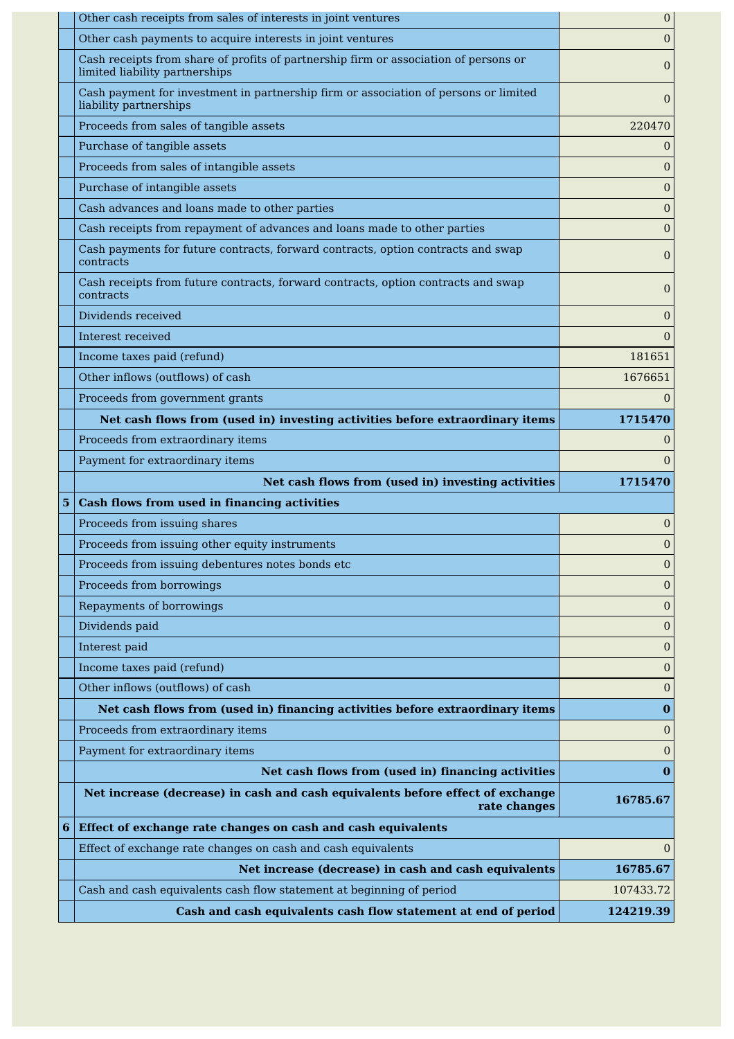| | | |
|---|---|---|
| | Other cash receipts from sales of interests in joint ventures | 0 |
| | Other cash payments to acquire interests in joint ventures | 0 |
| | Cash receipts from share of profits of partnership firm or association of persons or limited liability partnerships | 0 |
| | Cash payment for investment in partnership firm or association of persons or limited liability partnerships | 0 |
| | Proceeds from sales of tangible assets | 220470 |
| | Purchase of tangible assets | 0 |
| | Proceeds from sales of intangible assets | 0 |
| | Purchase of intangible assets | 0 |
| | Cash advances and loans made to other parties | 0 |
| | Cash receipts from repayment of advances and loans made to other parties | 0 |
| | Cash payments for future contracts, forward contracts, option contracts and swap contracts | 0 |
| | Cash receipts from future contracts, forward contracts, option contracts and swap contracts | 0 |
| | Dividends received | 0 |
| | Interest received | 0 |
| | Income taxes paid (refund) | 181651 |
| | Other inflows (outflows) of cash | 1676651 |
| | Proceeds from government grants | 0 |
| | **Net cash flows from (used in) investing activities before extraordinary items** | **1715470** |
| | Proceeds from extraordinary items | 0 |
| | Payment for extraordinary items | 0 |
| | **Net cash flows from (used in) investing activities** | **1715470** |
| **5** | **Cash flows from used in financing activities** | |
| | Proceeds from issuing shares | 0 |
| | Proceeds from issuing other equity instruments | 0 |
| | Proceeds from issuing debentures notes bonds etc | 0 |
| | Proceeds from borrowings | 0 |
| | Repayments of borrowings | 0 |
| | Dividends paid | 0 |
| | Interest paid | 0 |
| | Income taxes paid (refund) | 0 |
| | Other inflows (outflows) of cash | 0 |
| | **Net cash flows from (used in) financing activities before extraordinary items** | **0** |
| | Proceeds from extraordinary items | 0 |
| | Payment for extraordinary items | 0 |
| | **Net cash flows from (used in) financing activities** | **0** |
| | **Net increase (decrease) in cash and cash equivalents before effect of exchange rate changes** | **16785.67** |
| **6** | **Effect of exchange rate changes on cash and cash equivalents** | |
| | Effect of exchange rate changes on cash and cash equivalents | 0 |
| | **Net increase (decrease) in cash and cash equivalents** | **16785.67** |
| | Cash and cash equivalents cash flow statement at beginning of period | 107433.72 |
| | **Cash and cash equivalents cash flow statement at end of period** | **124219.39** |